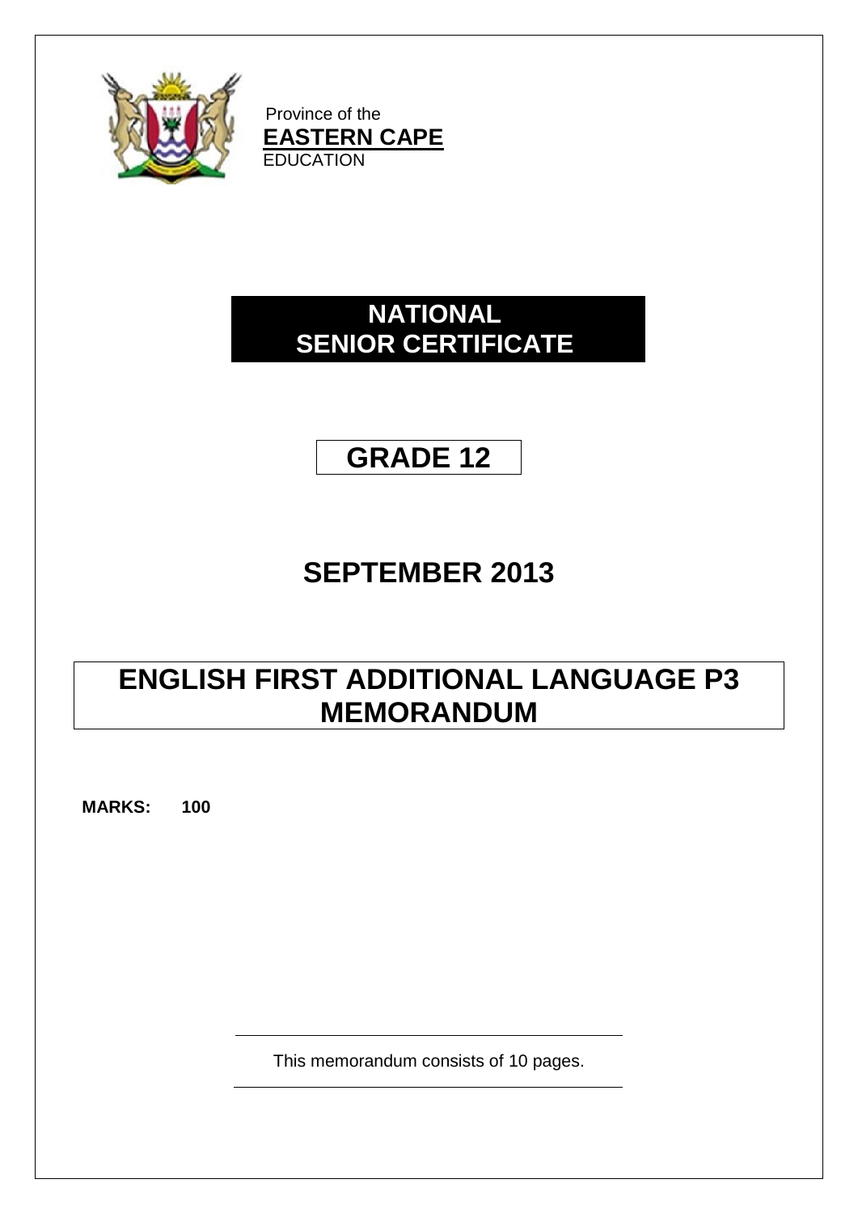Province of the
**EASTERN CAPE**
EDUCATION

# NATIONAL SENIOR CERTIFICATE

## GRADE 12

## SEPTEMBER 2013

# ENGLISH FIRST ADDITIONAL LANGUAGE P3 MEMORANDUM

**MARKS: 100**

This memorandum consists of 10 pages.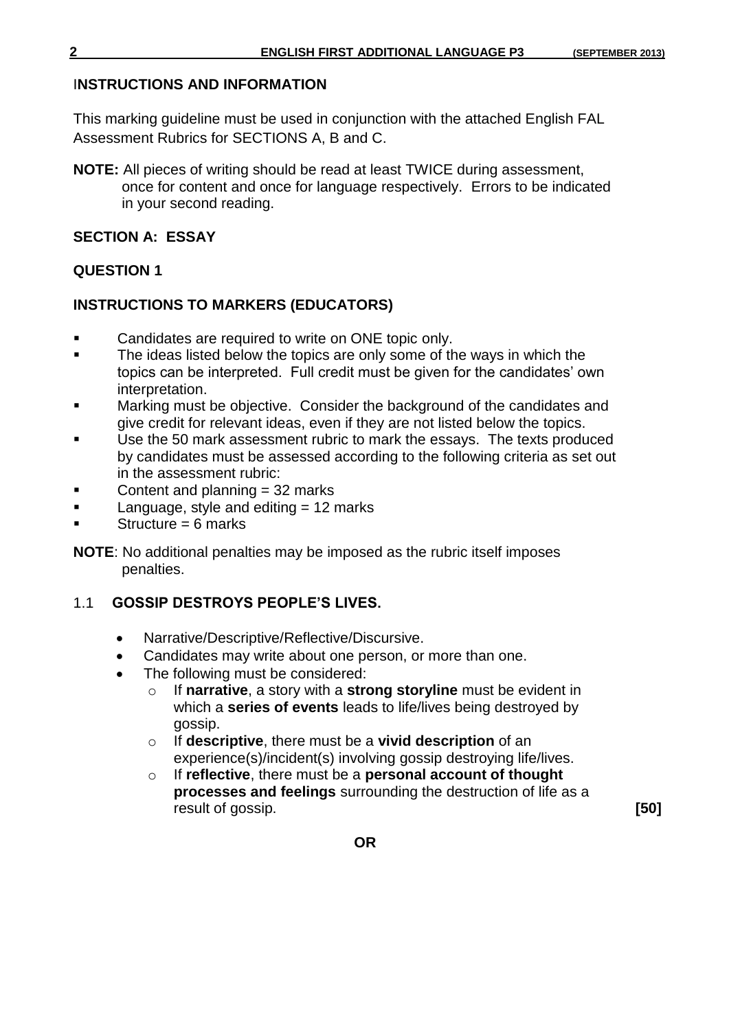## INSTRUCTIONS AND INFORMATION

This marking guideline must be used in conjunction with the attached English FAL Assessment Rubrics for SECTIONS A, B and C.

**NOTE:** All pieces of writing should be read at least TWICE during assessment, once for content and once for language respectively. Errors to be indicated in your second reading.

## SECTION A: ESSAY

### QUESTION 1

### INSTRUCTIONS TO MARKERS (EDUCATORS)

- Candidates are required to write on ONE topic only.
- The ideas listed below the topics are only some of the ways in which the topics can be interpreted. Full credit must be given for the candidates' own interpretation.
- Marking must be objective. Consider the background of the candidates and give credit for relevant ideas, even if they are not listed below the topics.
- Use the 50 mark assessment rubric to mark the essays. The texts produced by candidates must be assessed according to the following criteria as set out in the assessment rubric:
- Content and planning = 32 marks
- Language, style and editing = 12 marks
- Structure = 6 marks

**NOTE**: No additional penalties may be imposed as the rubric itself imposes penalties.

1.1 **GOSSIP DESTROYS PEOPLE'S LIVES.**

- Narrative/Descriptive/Reflective/Discursive.
- Candidates may write about one person, or more than one.
- The following must be considered:
  - If **narrative**, a story with a **strong storyline** must be evident in which a **series of events** leads to life/lives being destroyed by gossip.
  - If **descriptive**, there must be a **vivid description** of an experience(s)/incident(s) involving gossip destroying life/lives.
  - If **reflective**, there must be a **personal account of thought processes and feelings** surrounding the destruction of life as a result of gossip. **[50]**

**OR**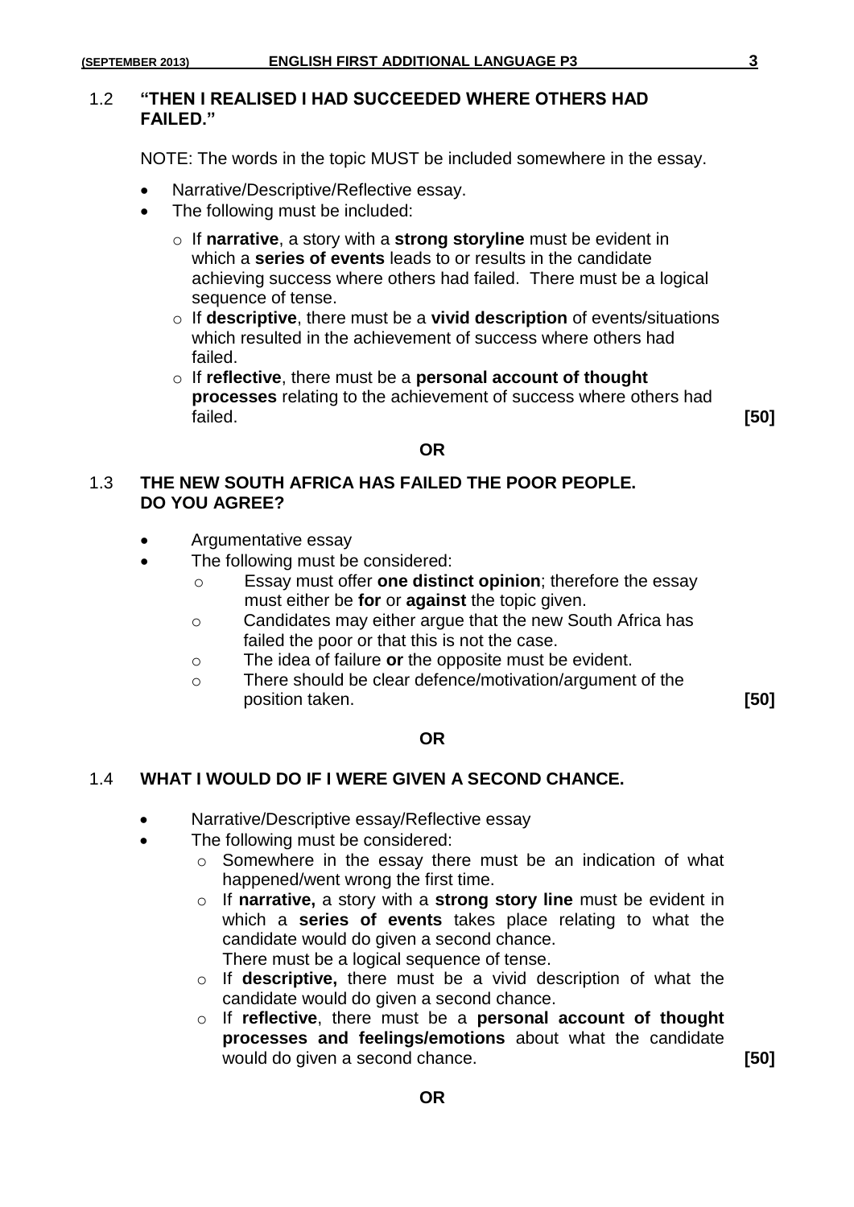1.2 **"THEN I REALISED I HAD SUCCEEDED WHERE OTHERS HAD FAILED."**

NOTE: The words in the topic MUST be included somewhere in the essay.

- Narrative/Descriptive/Reflective essay.
- The following must be included:
  - If **narrative**, a story with a **strong storyline** must be evident in which a **series of events** leads to or results in the candidate achieving success where others had failed. There must be a logical sequence of tense.
  - If **descriptive**, there must be a **vivid description** of events/situations which resulted in the achievement of success where others had failed.
  - If **reflective**, there must be a **personal account of thought processes** relating to the achievement of success where others had failed. **[50]**

**OR**

1.3 **THE NEW SOUTH AFRICA HAS FAILED THE POOR PEOPLE. DO YOU AGREE?**

- Argumentative essay
- The following must be considered:
  - Essay must offer **one distinct opinion**; therefore the essay must either be **for** or **against** the topic given.
  - Candidates may either argue that the new South Africa has failed the poor or that this is not the case.
  - The idea of failure **or** the opposite must be evident.
  - There should be clear defence/motivation/argument of the position taken. **[50]**

**OR**

1.4 **WHAT I WOULD DO IF I WERE GIVEN A SECOND CHANCE.**

- Narrative/Descriptive essay/Reflective essay
- The following must be considered:
  - Somewhere in the essay there must be an indication of what happened/went wrong the first time.
  - If **narrative,** a story with a **strong story line** must be evident in which a **series of events** takes place relating to what the candidate would do given a second chance. There must be a logical sequence of tense.
  - If **descriptive,** there must be a vivid description of what the candidate would do given a second chance.
  - If **reflective**, there must be a **personal account of thought processes and feelings/emotions** about what the candidate would do given a second chance. **[50]**

**OR**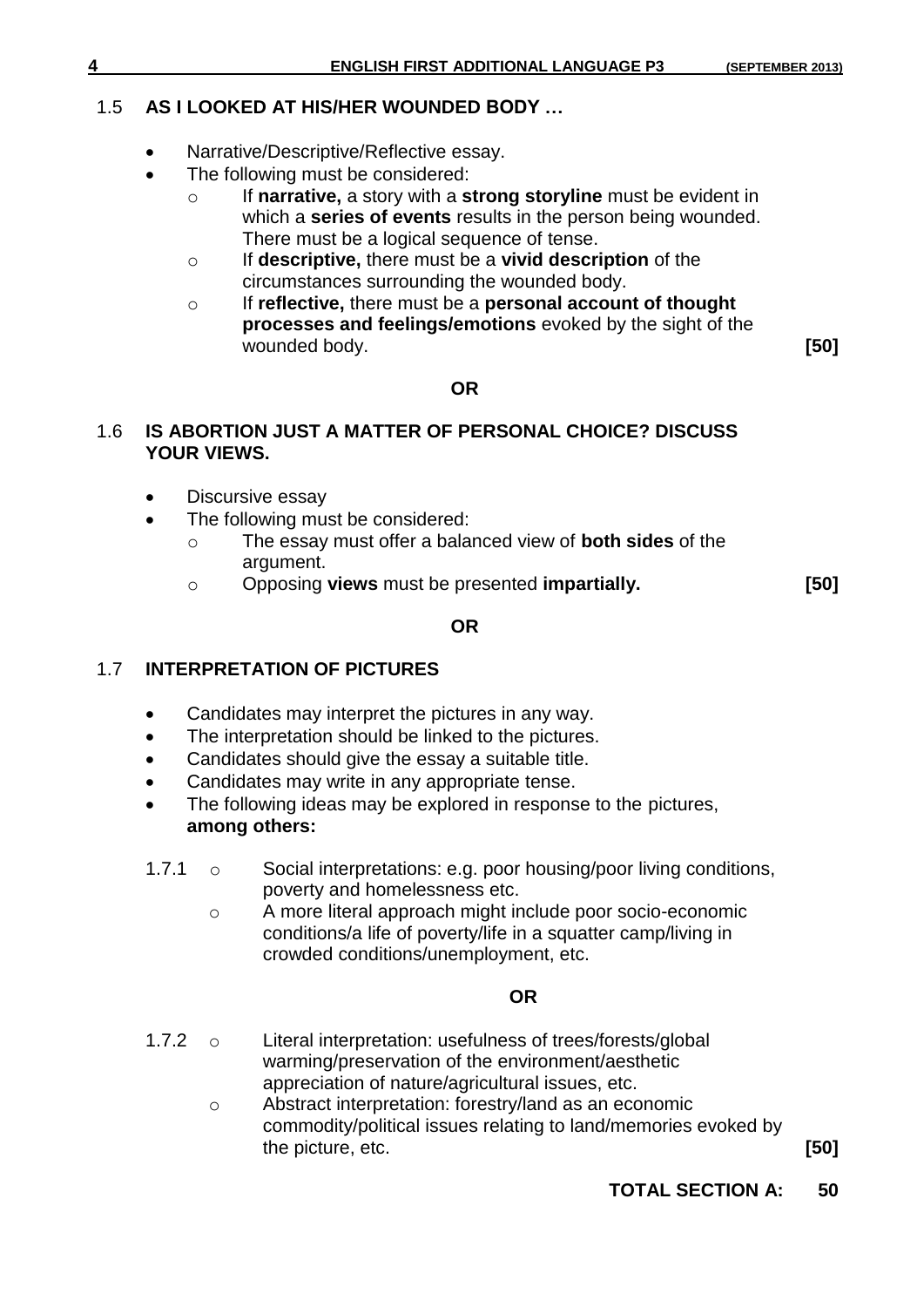### 1.5 AS I LOOKED AT HIS/HER WOUNDED BODY …

- Narrative/Descriptive/Reflective essay.
- The following must be considered:
  - If **narrative,** a story with a **strong storyline** must be evident in which a **series of events** results in the person being wounded. There must be a logical sequence of tense.
  - If **descriptive,** there must be a **vivid description** of the circumstances surrounding the wounded body.
  - If **reflective,** there must be a **personal account of thought processes and feelings/emotions** evoked by the sight of the wounded body. **[50]**

**OR**

### 1.6 IS ABORTION JUST A MATTER OF PERSONAL CHOICE? DISCUSS YOUR VIEWS.

- Discursive essay
- The following must be considered:
  - The essay must offer a balanced view of **both sides** of the argument.
  - Opposing **views** must be presented **impartially.** **[50]**

**OR**

### 1.7 INTERPRETATION OF PICTURES

- Candidates may interpret the pictures in any way.
- The interpretation should be linked to the pictures.
- Candidates should give the essay a suitable title.
- Candidates may write in any appropriate tense.
- The following ideas may be explored in response to the pictures, **among others:**

1.7.1
  - Social interpretations: e.g. poor housing/poor living conditions, poverty and homelessness etc.
  - A more literal approach might include poor socio-economic conditions/a life of poverty/life in a squatter camp/living in crowded conditions/unemployment, etc.

**OR**

1.7.2
  - Literal interpretation: usefulness of trees/forests/global warming/preservation of the environment/aesthetic appreciation of nature/agricultural issues, etc.
  - Abstract interpretation: forestry/land as an economic commodity/political issues relating to land/memories evoked by the picture, etc. **[50]**

**TOTAL SECTION A: 50**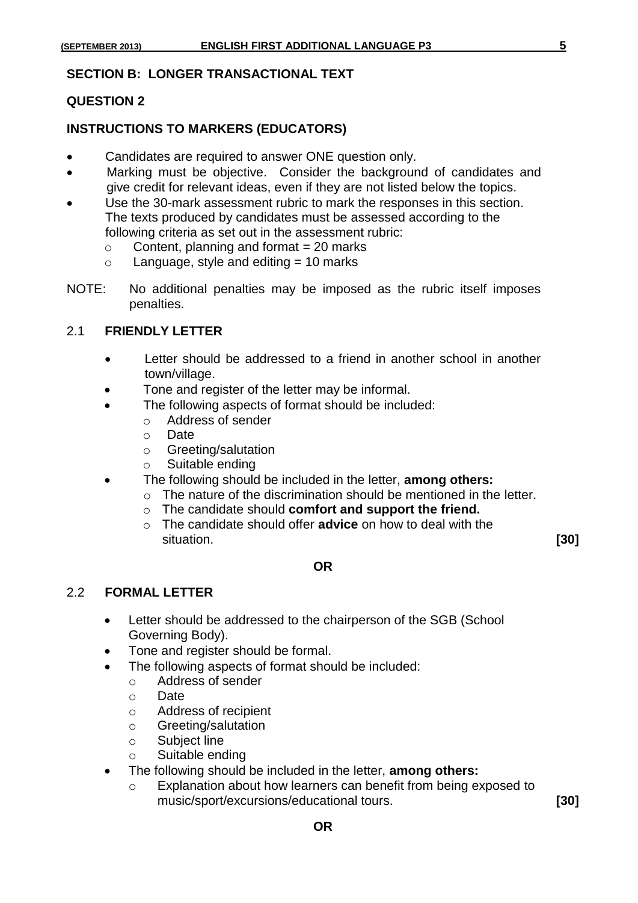## SECTION B: LONGER TRANSACTIONAL TEXT

### QUESTION 2

### INSTRUCTIONS TO MARKERS (EDUCATORS)

- Candidates are required to answer ONE question only.
- Marking must be objective. Consider the background of candidates and give credit for relevant ideas, even if they are not listed below the topics.
- Use the 30-mark assessment rubric to mark the responses in this section. The texts produced by candidates must be assessed according to the following criteria as set out in the assessment rubric:
    - Content, planning and format = 20 marks
    - Language, style and editing = 10 marks

NOTE: No additional penalties may be imposed as the rubric itself imposes penalties.

### 2.1 FRIENDLY LETTER

- Letter should be addressed to a friend in another school in another town/village.
- Tone and register of the letter may be informal.
- The following aspects of format should be included:
    - Address of sender
    - Date
    - Greeting/salutation
    - Suitable ending
- The following should be included in the letter, **among others:**
    - The nature of the discrimination should be mentioned in the letter.
    - The candidate should **comfort and support the friend.**
    - The candidate should offer **advice** on how to deal with the situation. **[30]**

**OR**

### 2.2 FORMAL LETTER

- Letter should be addressed to the chairperson of the SGB (School Governing Body).
- Tone and register should be formal.
- The following aspects of format should be included:
    - Address of sender
    - Date
    - Address of recipient
    - Greeting/salutation
    - Subject line
    - Suitable ending
- The following should be included in the letter, **among others:**
    - Explanation about how learners can benefit from being exposed to music/sport/excursions/educational tours. **[30]**

**OR**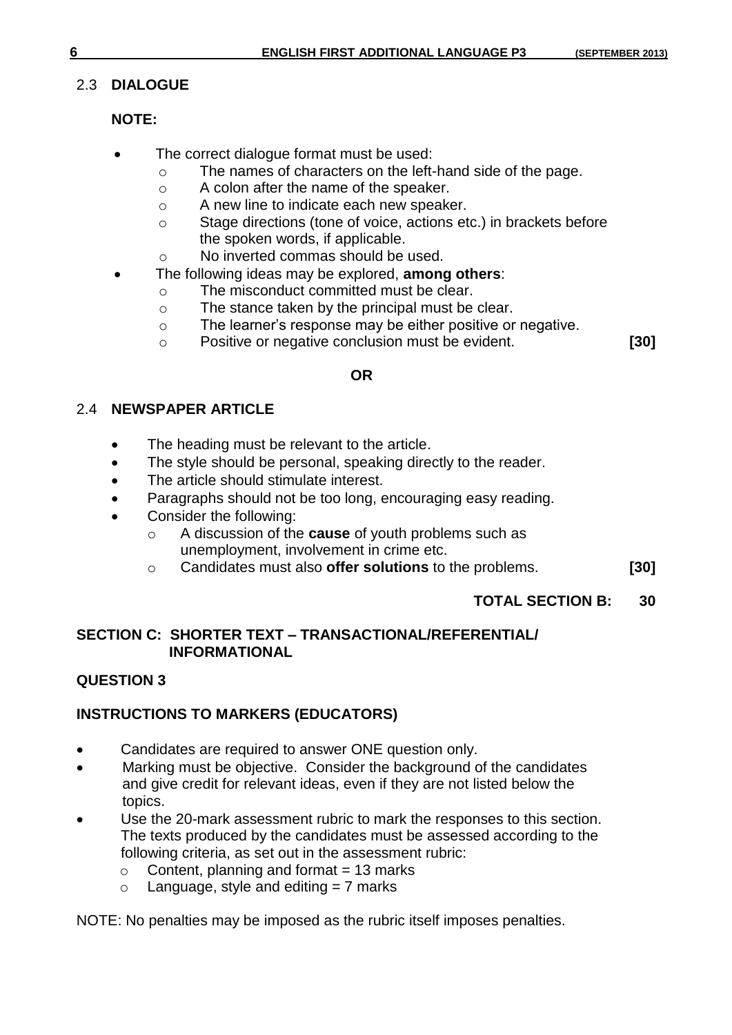## 2.3 DIALOGUE

**NOTE:**

- The correct dialogue format must be used:
  - The names of characters on the left-hand side of the page.
  - A colon after the name of the speaker.
  - A new line to indicate each new speaker.
  - Stage directions (tone of voice, actions etc.) in brackets before the spoken words, if applicable.
  - No inverted commas should be used.
- The following ideas may be explored, **among others**:
  - The misconduct committed must be clear.
  - The stance taken by the principal must be clear.
  - The learner's response may be either positive or negative.
  - Positive or negative conclusion must be evident. **[30]**

**OR**

## 2.4 NEWSPAPER ARTICLE

- The heading must be relevant to the article.
- The style should be personal, speaking directly to the reader.
- The article should stimulate interest.
- Paragraphs should not be too long, encouraging easy reading.
- Consider the following:
  - A discussion of the **cause** of youth problems such as unemployment, involvement in crime etc.
  - Candidates must also **offer solutions** to the problems. **[30]**

**TOTAL SECTION B: 30**

# SECTION C: SHORTER TEXT – TRANSACTIONAL/REFERENTIAL/ INFORMATIONAL

## QUESTION 3

### INSTRUCTIONS TO MARKERS (EDUCATORS)

- Candidates are required to answer ONE question only.
- Marking must be objective. Consider the background of the candidates and give credit for relevant ideas, even if they are not listed below the topics.
- Use the 20-mark assessment rubric to mark the responses to this section. The texts produced by the candidates must be assessed according to the following criteria, as set out in the assessment rubric:
  - Content, planning and format = 13 marks
  - Language, style and editing = 7 marks

NOTE: No penalties may be imposed as the rubric itself imposes penalties.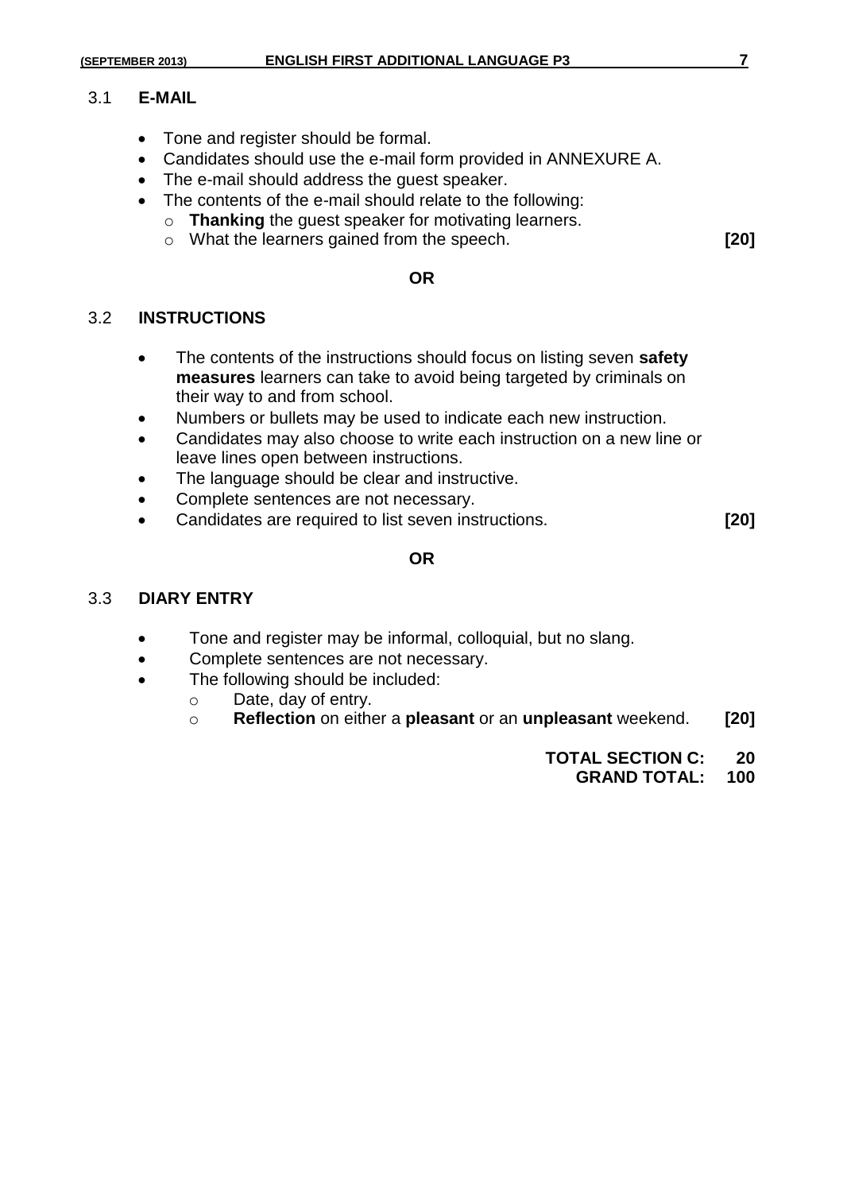## 3.1 E-MAIL

- Tone and register should be formal.
- Candidates should use the e-mail form provided in ANNEXURE A.
- The e-mail should address the guest speaker.
- The contents of the e-mail should relate to the following:
  - **Thanking** the guest speaker for motivating learners.
  - What the learners gained from the speech. **[20]**

**OR**

## 3.2 INSTRUCTIONS

- The contents of the instructions should focus on listing seven **safety measures** learners can take to avoid being targeted by criminals on their way to and from school.
- Numbers or bullets may be used to indicate each new instruction.
- Candidates may also choose to write each instruction on a new line or leave lines open between instructions.
- The language should be clear and instructive.
- Complete sentences are not necessary.
- Candidates are required to list seven instructions. **[20]**

**OR**

## 3.3 DIARY ENTRY

- Tone and register may be informal, colloquial, but no slang.
- Complete sentences are not necessary.
- The following should be included:
  - Date, day of entry.
  - **Reflection** on either a **pleasant** or an **unpleasant** weekend. **[20]**

**TOTAL SECTION C: 20**
**GRAND TOTAL: 100**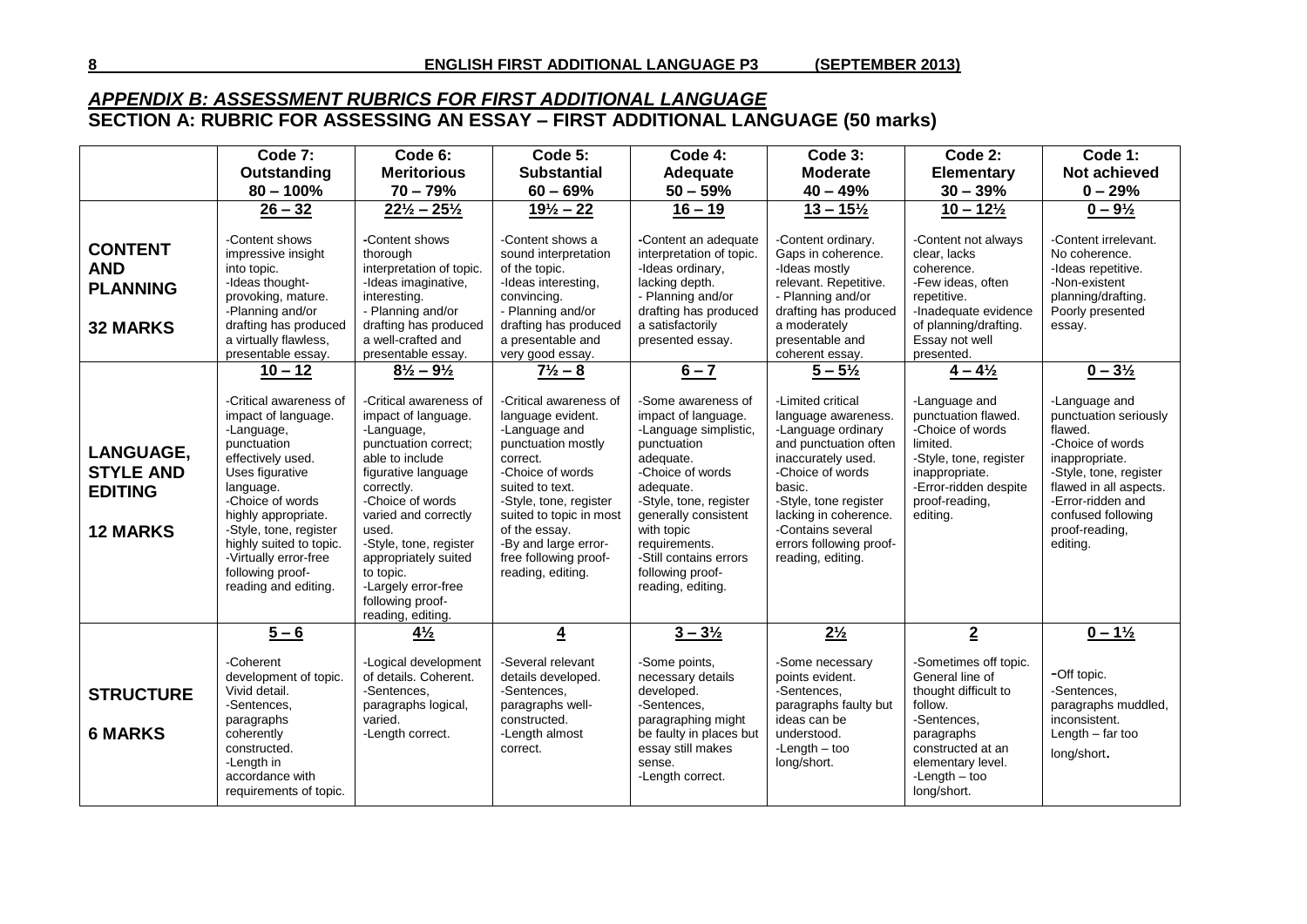## *APPENDIX B: ASSESSMENT RUBRICS FOR FIRST ADDITIONAL LANGUAGE*

## SECTION A: RUBRIC FOR ASSESSING AN ESSAY – FIRST ADDITIONAL LANGUAGE (50 marks)

| | Code 7: Outstanding 80 – 100% | Code 6: Meritorious 70 – 79% | Code 5: Substantial 60 – 69% | Code 4: Adequate 50 – 59% | Code 3: Moderate 40 – 49% | Code 2: Elementary 30 – 39% | Code 1: Not achieved 0 – 29% |
|---|---|---|---|---|---|---|---|
| | **26 – 32** | **22½ – 25½** | **19½ – 22** | **16 – 19** | **13 – 15½** | **10 – 12½** | **0 – 9½** |
| **CONTENT AND PLANNING** **32 MARKS** | -Content shows impressive insight into topic. -Ideas thought-provoking, mature. -Planning and/or drafting has produced a virtually flawless, presentable essay. | -Content shows thorough interpretation of topic. -Ideas imaginative, interesting. - Planning and/or drafting has produced a well-crafted and presentable essay. | -Content shows a sound interpretation of the topic. -Ideas interesting, convincing. - Planning and/or drafting has produced a presentable and very good essay. | -Content an adequate interpretation of topic. -Ideas ordinary, lacking depth. - Planning and/or drafting has produced a satisfactorily presented essay. | -Content ordinary. Gaps in coherence. -Ideas mostly relevant. Repetitive. - Planning and/or drafting has produced a moderately presentable and coherent essay. | -Content not always clear, lacks coherence. -Few ideas, often repetitive. -Inadequate evidence of planning/drafting. Essay not well presented. | -Content irrelevant. No coherence. -Ideas repetitive. -Non-existent planning/drafting. Poorly presented essay. |
| | **10 – 12** | **8½ – 9½** | **7½ – 8** | **6 – 7** | **5 – 5½** | **4 – 4½** | **0 – 3½** |
| **LANGUAGE, STYLE AND EDITING** **12 MARKS** | -Critical awareness of impact of language. -Language, punctuation effectively used. Uses figurative language. -Choice of words highly appropriate. -Style, tone, register highly suited to topic. -Virtually error-free following proof-reading and editing. | -Critical awareness of impact of language. -Language, punctuation correct; able to include figurative language correctly. -Choice of words varied and correctly used. -Style, tone, register appropriately suited to topic. -Largely error-free following proof-reading, editing. | -Critical awareness of language evident. -Language and punctuation mostly correct. -Choice of words suited to text. -Style, tone, register suited to topic in most of the essay. -By and large error-free following proof-reading, editing. | -Some awareness of impact of language. -Language simplistic, punctuation adequate. -Choice of words adequate. -Style, tone, register generally consistent with topic requirements. -Still contains errors following proof-reading, editing. | -Limited critical language awareness. -Language ordinary and punctuation often inaccurately used. -Choice of words basic. -Style, tone register lacking in coherence. -Contains several errors following proof-reading, editing. | -Language and punctuation flawed. -Choice of words limited. -Style, tone, register inappropriate. -Error-ridden despite proof-reading, editing. | -Language and punctuation seriously flawed. -Choice of words inappropriate. -Style, tone, register flawed in all aspects. -Error-ridden and confused following proof-reading, editing. |
| | **5 – 6** | **4½** | **4** | **3 – 3½** | **2½** | **2** | **0 – 1½** |
| **STRUCTURE** **6 MARKS** | -Coherent development of topic. Vivid detail. -Sentences, paragraphs coherently constructed. -Length in accordance with requirements of topic. | -Logical development of details. Coherent. -Sentences, paragraphs logical, varied. -Length correct. | -Several relevant details developed. -Sentences, paragraphs well-constructed. -Length almost correct. | -Some points, necessary details developed. -Sentences, paragraphing might be faulty in places but essay still makes sense. -Length correct. | -Some necessary points evident. -Sentences, paragraphs faulty but ideas can be understood. -Length – too long/short. | -Sometimes off topic. General line of thought difficult to follow. -Sentences, paragraphs constructed at an elementary level. -Length – too long/short. | -Off topic. -Sentences, paragraphs muddled, inconsistent. Length – far too long/short. |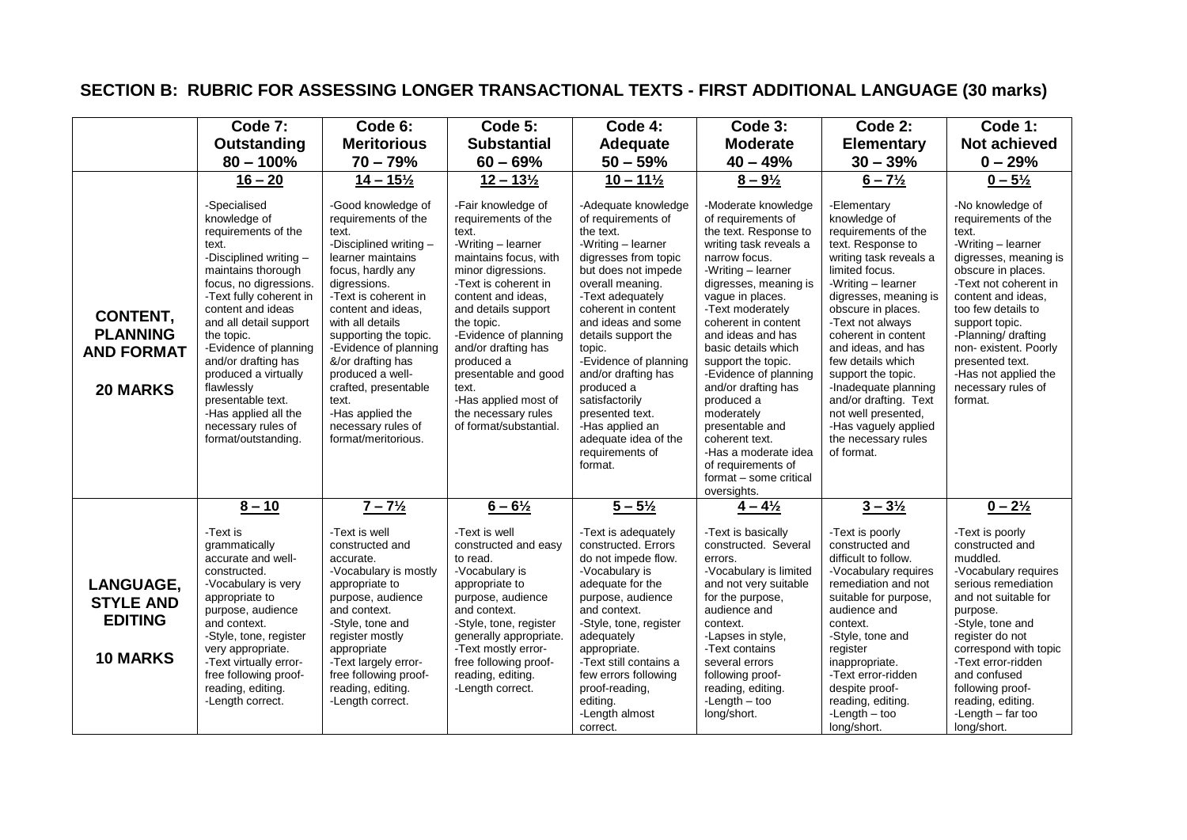## SECTION B: RUBRIC FOR ASSESSING LONGER TRANSACTIONAL TEXTS - FIRST ADDITIONAL LANGUAGE (30 marks)

| | Code 7: Outstanding 80 – 100% | Code 6: Meritorious 70 – 79% | Code 5: Substantial 60 – 69% | Code 4: Adequate 50 – 59% | Code 3: Moderate 40 – 49% | Code 2: Elementary 30 – 39% | Code 1: Not achieved 0 – 29% |
|---|---|---|---|---|---|---|---|
| **CONTENT, PLANNING AND FORMAT** **20 MARKS** | **16 – 20** -Specialised knowledge of requirements of the text. -Disciplined writing – maintains thorough focus, no digressions. -Text fully coherent in content and ideas and all detail support the topic. -Evidence of planning and/or drafting has produced a virtually flawlessly presentable text. -Has applied all the necessary rules of format/outstanding. | **14 – 15½** -Good knowledge of requirements of the text. -Disciplined writing – learner maintains focus, hardly any digressions. -Text is coherent in content and ideas, with all details supporting the topic. -Evidence of planning &/or drafting has produced a well-crafted, presentable text. -Has applied the necessary rules of format/meritorious. | **12 – 13½** -Fair knowledge of requirements of the text. -Writing – learner maintains focus, with minor digressions. -Text is coherent in content and ideas, and details support the topic. -Evidence of planning and/or drafting has produced a presentable and good text. -Has applied most of the necessary rules of format/substantial. | **10 – 11½** -Adequate knowledge of requirements of the text. -Writing – learner digresses from topic but does not impede overall meaning. -Text adequately coherent in content and ideas and some details support the topic. -Evidence of planning and/or drafting has produced a satisfactorily presented text. -Has applied an adequate idea of the requirements of format. | **8 – 9½** -Moderate knowledge of requirements of the text. Response to writing task reveals a narrow focus. -Writing – learner digresses, meaning is vague in places. -Text moderately coherent in content and ideas and has basic details which support the topic. -Evidence of planning and/or drafting has produced a moderately presentable and coherent text. -Has a moderate idea of requirements of format – some critical oversights. | **6 – 7½** -Elementary knowledge of requirements of the text. Response to writing task reveals a limited focus. -Writing – learner digresses, meaning is obscure in places. -Text not always coherent in content and ideas, and has few details which support the topic. -Inadequate planning and/or drafting. Text not well presented. -Has vaguely applied the necessary rules of format. | **0 – 5½** -No knowledge of requirements of the text. -Writing – learner digresses, meaning is obscure in places. -Text not coherent in content and ideas, too few details to support topic. -Planning/ drafting non- existent. Poorly presented text. -Has not applied the necessary rules of format. |
| **LANGUAGE, STYLE AND EDITING** **10 MARKS** | **8 – 10** -Text is grammatically accurate and well-constructed. -Vocabulary is very appropriate to purpose, audience and context. -Style, tone, register very appropriate. -Text virtually error-free following proof-reading, editing. -Length correct. | **7 – 7½** -Text is well constructed and accurate. -Vocabulary is mostly appropriate to purpose, audience and context. -Style, tone and register mostly appropriate -Text largely error-free following proof-reading, editing. -Length correct. | **6 – 6½** -Text is well constructed and easy to read. -Vocabulary is appropriate to purpose, audience and context. -Style, tone, register generally appropriate. -Text mostly error-free following proof-reading, editing. -Length correct. | **5 – 5½** -Text is adequately constructed. Errors do not impede flow. -Vocabulary is adequate for the purpose, audience and context. -Style, tone, register adequately appropriate. -Text still contains a few errors following proof-reading, editing. -Length almost correct. | **4 – 4½** -Text is basically constructed. Several errors. -Vocabulary is limited and not very suitable for the purpose, audience and context. -Lapses in style, -Text contains several errors following proof-reading, editing. -Length – too long/short. | **3 – 3½** -Text is poorly constructed and difficult to follow. -Vocabulary requires remediation and not suitable for purpose, audience and context. -Style, tone and register inappropriate. -Text error-ridden despite proof-reading, editing. -Length – too long/short. | **0 – 2½** -Text is poorly constructed and muddled. -Vocabulary requires serious remediation and not suitable for purpose. -Style, tone and register do not correspond with topic -Text error-ridden and confused following proof-reading, editing. -Length – far too long/short. |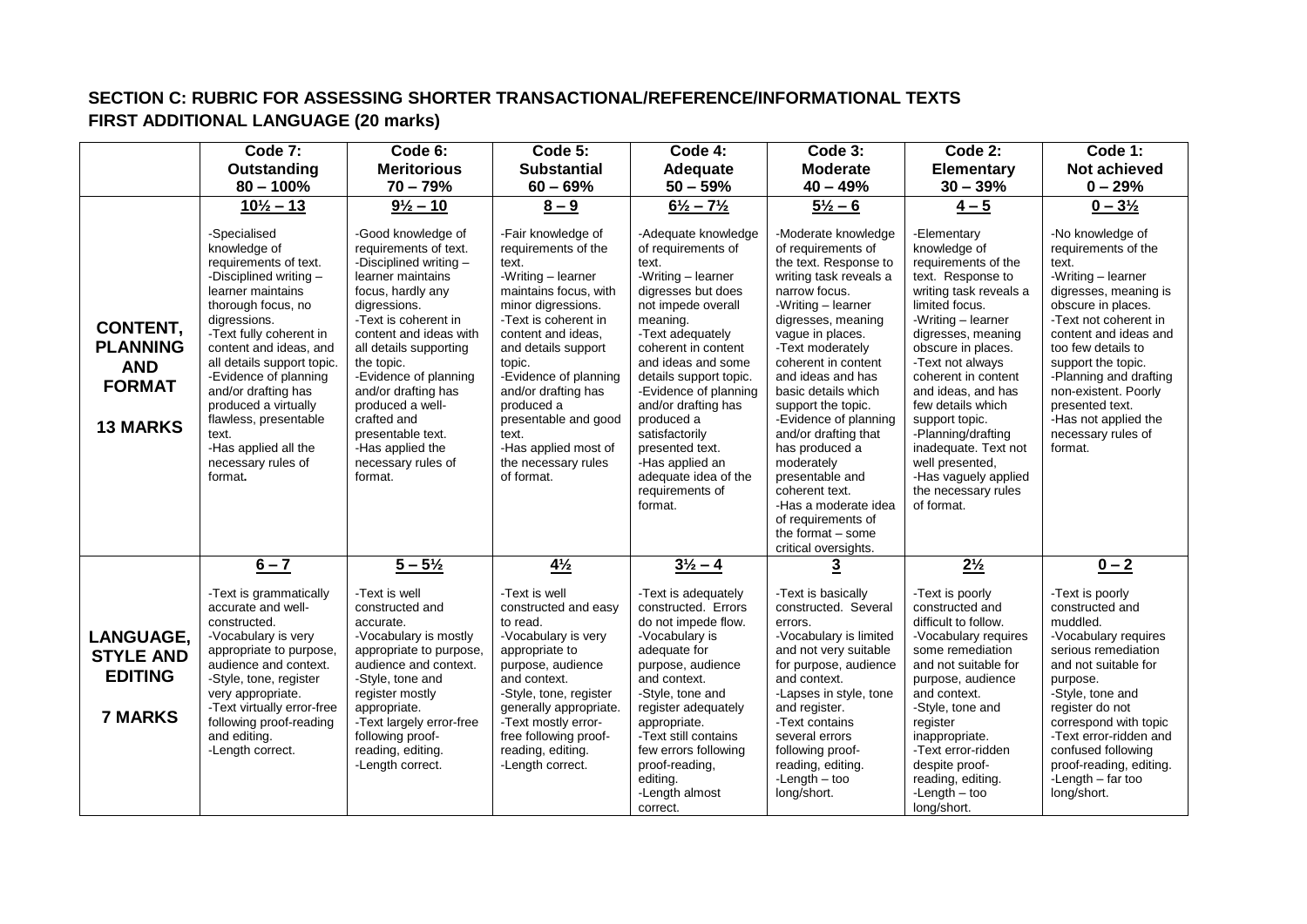## SECTION C: RUBRIC FOR ASSESSING SHORTER TRANSACTIONAL/REFERENCE/INFORMATIONAL TEXTS
## FIRST ADDITIONAL LANGUAGE (20 marks)

| | Code 7: Outstanding 80 – 100% | Code 6: Meritorious 70 – 79% | Code 5: Substantial 60 – 69% | Code 4: Adequate 50 – 59% | Code 3: Moderate 40 – 49% | Code 2: Elementary 30 – 39% | Code 1: Not achieved 0 – 29% |
|---|---|---|---|---|---|---|---|
| **CONTENT, PLANNING AND FORMAT** **13 MARKS** | **10½ – 13** -Specialised knowledge of requirements of text. -Disciplined writing – learner maintains thorough focus, no digressions. -Text fully coherent in content and ideas, and all details support topic. -Evidence of planning and/or drafting has produced a virtually flawless, presentable text. -Has applied all the necessary rules of format. | **9½ – 10** -Good knowledge of requirements of text. -Disciplined writing – learner maintains focus, hardly any digressions. -Text is coherent in content and ideas with all details supporting the topic. -Evidence of planning and/or drafting has produced a well-crafted and presentable text. -Has applied the necessary rules of format. | **8 – 9** -Fair knowledge of requirements of the text. -Writing – learner maintains focus, with minor digressions. -Text is coherent in content and ideas, and details support topic. -Evidence of planning and/or drafting has produced a presentable and good text. -Has applied most of the necessary rules of format. | **6½ – 7½** -Adequate knowledge of requirements of text. -Writing – learner digresses but does not impede overall meaning. -Text adequately coherent in content and ideas and some details support topic. -Evidence of planning and/or drafting has produced a satisfactorily presented text. -Has applied an adequate idea of the requirements of format. | **5½ – 6** -Moderate knowledge of requirements of the text. Response to writing task reveals a narrow focus. -Writing – learner digresses, meaning vague in places. -Text moderately coherent in content and ideas and has basic details which support the topic. -Evidence of planning and/or drafting that has produced a moderately presentable and coherent text. -Has a moderate idea of requirements of the format – some critical oversights. | **4 – 5** -Elementary knowledge of requirements of the text. Response to writing task reveals a limited focus. -Writing – learner digresses, meaning obscure in places. -Text not always coherent in content and ideas, and has few details which support topic. -Planning/drafting inadequate. Text not well presented, -Has vaguely applied the necessary rules of format. | **0 – 3½** -No knowledge of requirements of the text. -Writing – learner digresses, meaning is obscure in places. -Text not coherent in content and ideas and too few details to support the topic. -Planning and drafting non-existent. Poorly presented text. -Has not applied the necessary rules of format. |
| **LANGUAGE, STYLE AND EDITING** **7 MARKS** | **6 – 7** -Text is grammatically accurate and well-constructed. -Vocabulary is very appropriate to purpose, audience and context. -Style, tone, register very appropriate. -Text virtually error-free following proof-reading and editing. -Length correct. | **5 – 5½** -Text is well constructed and accurate. -Vocabulary is mostly appropriate to purpose, audience and context. -Style, tone and register mostly appropriate. -Text largely error-free following proof-reading, editing. -Length correct. | **4½** -Text is well constructed and easy to read. -Vocabulary is very appropriate to purpose, audience and context. -Style, tone, register generally appropriate. -Text mostly error-free following proof-reading, editing. -Length correct. | **3½ – 4** -Text is adequately constructed. Errors do not impede flow. -Vocabulary is adequate for purpose, audience and context. -Style, tone and register adequately appropriate. -Text still contains few errors following proof-reading, editing. -Length almost correct. | **3** -Text is basically constructed. Several errors. -Vocabulary is limited and not very suitable for purpose, audience and context. -Lapses in style, tone and register. -Text contains several errors following proof-reading, editing. -Length – too long/short. | **2½** -Text is poorly constructed and difficult to follow. -Vocabulary requires some remediation and not suitable for purpose, audience and context. -Style, tone and register inappropriate. -Text error-ridden despite proof-reading, editing. -Length – too long/short. | **0 – 2** -Text is poorly constructed and muddled. -Vocabulary requires serious remediation and not suitable for purpose. -Style, tone and register do not correspond with topic -Text error-ridden and confused following proof-reading, editing. -Length – far too long/short. |